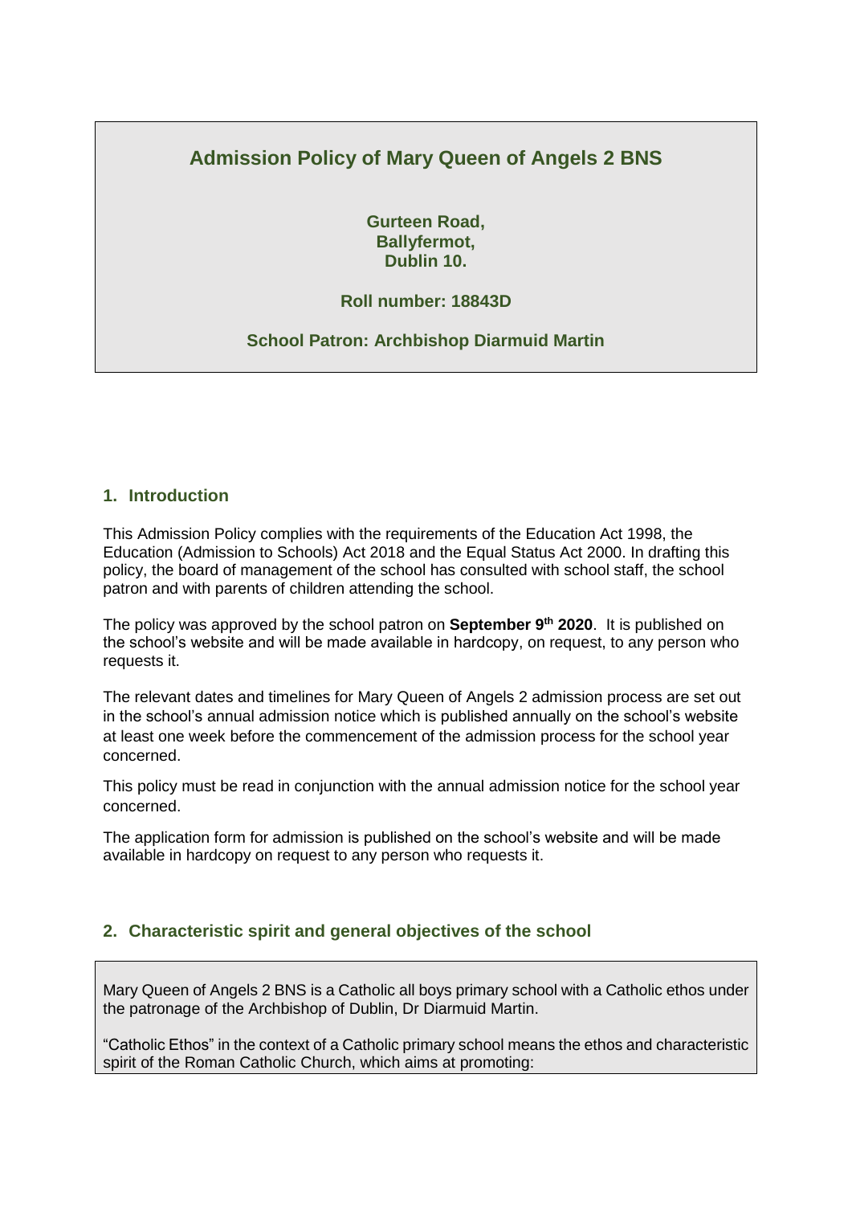# Admission Policy of Mary Queen of Angels 2 BNS

**Gurteen Road,**
**Ballyfermot,**
**Dublin 10.**

**Roll number: 18843D**

**School Patron: Archbishop Diarmuid Martin**

## 1. Introduction

This Admission Policy complies with the requirements of the Education Act 1998, the Education (Admission to Schools) Act 2018 and the Equal Status Act 2000. In drafting this policy, the board of management of the school has consulted with school staff, the school patron and with parents of children attending the school.

The policy was approved by the school patron on **September 9th 2020**. It is published on the school's website and will be made available in hardcopy, on request, to any person who requests it.

The relevant dates and timelines for Mary Queen of Angels 2 admission process are set out in the school's annual admission notice which is published annually on the school's website at least one week before the commencement of the admission process for the school year concerned.

This policy must be read in conjunction with the annual admission notice for the school year concerned.

The application form for admission is published on the school's website and will be made available in hardcopy on request to any person who requests it.

## 2. Characteristic spirit and general objectives of the school

Mary Queen of Angels 2 BNS is a Catholic all boys primary school with a Catholic ethos under the patronage of the Archbishop of Dublin, Dr Diarmuid Martin.

"Catholic Ethos" in the context of a Catholic primary school means the ethos and characteristic spirit of the Roman Catholic Church, which aims at promoting: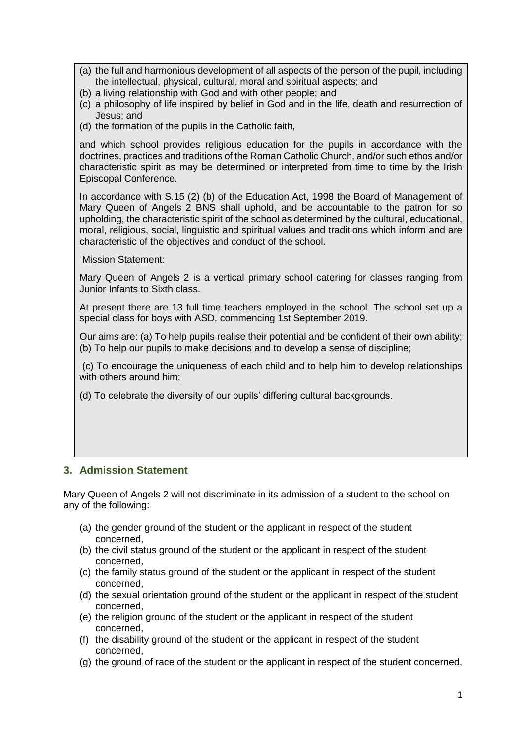(a) the full and harmonious development of all aspects of the person of the pupil, including the intellectual, physical, cultural, moral and spiritual aspects; and
(b) a living relationship with God and with other people; and
(c) a philosophy of life inspired by belief in God and in the life, death and resurrection of Jesus; and
(d) the formation of the pupils in the Catholic faith,

and which school provides religious education for the pupils in accordance with the doctrines, practices and traditions of the Roman Catholic Church, and/or such ethos and/or characteristic spirit as may be determined or interpreted from time to time by the Irish Episcopal Conference.

In accordance with S.15 (2) (b) of the Education Act, 1998 the Board of Management of Mary Queen of Angels 2 BNS shall uphold, and be accountable to the patron for so upholding, the characteristic spirit of the school as determined by the cultural, educational, moral, religious, social, linguistic and spiritual values and traditions which inform and are characteristic of the objectives and conduct of the school.

Mission Statement:

Mary Queen of Angels 2 is a vertical primary school catering for classes ranging from Junior Infants to Sixth class.

At present there are 13 full time teachers employed in the school. The school set up a special class for boys with ASD, commencing 1st September 2019.

Our aims are: (a) To help pupils realise their potential and be confident of their own ability;
(b) To help our pupils to make decisions and to develop a sense of discipline;

(c) To encourage the uniqueness of each child and to help him to develop relationships with others around him;

(d) To celebrate the diversity of our pupils' differing cultural backgrounds.

## 3. Admission Statement

Mary Queen of Angels 2 will not discriminate in its admission of a student to the school on any of the following:

(a) the gender ground of the student or the applicant in respect of the student concerned,
(b) the civil status ground of the student or the applicant in respect of the student concerned,
(c) the family status ground of the student or the applicant in respect of the student concerned,
(d) the sexual orientation ground of the student or the applicant in respect of the student concerned,
(e) the religion ground of the student or the applicant in respect of the student concerned,
(f) the disability ground of the student or the applicant in respect of the student concerned,
(g) the ground of race of the student or the applicant in respect of the student concerned,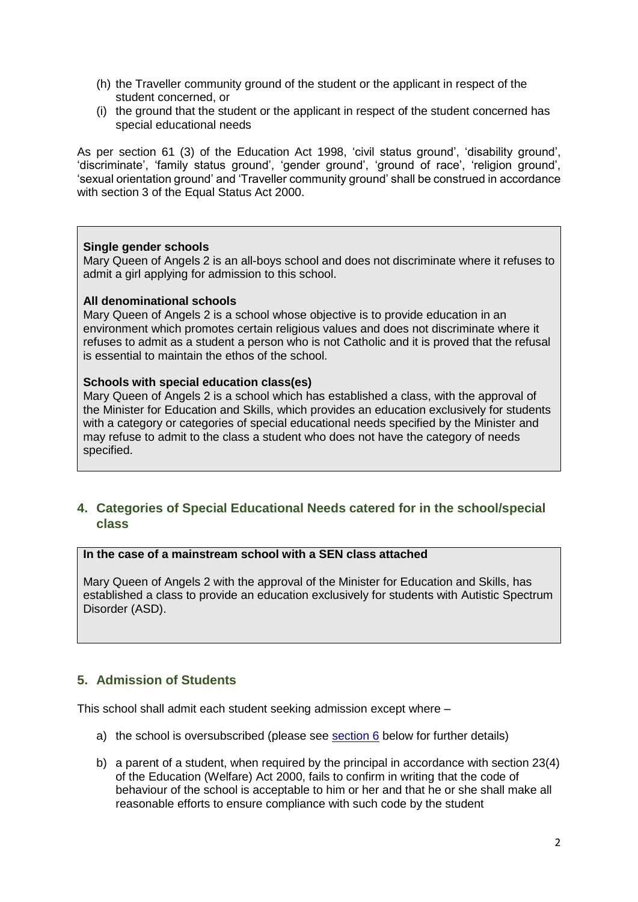(h) the Traveller community ground of the student or the applicant in respect of the student concerned, or

(i) the ground that the student or the applicant in respect of the student concerned has special educational needs

As per section 61 (3) of the Education Act 1998, 'civil status ground', 'disability ground', 'discriminate', 'family status ground', 'gender ground', 'ground of race', 'religion ground', 'sexual orientation ground' and 'Traveller community ground' shall be construed in accordance with section 3 of the Equal Status Act 2000.

**Single gender schools**

Mary Queen of Angels 2 is an all-boys school and does not discriminate where it refuses to admit a girl applying for admission to this school.

**All denominational schools**

Mary Queen of Angels 2 is a school whose objective is to provide education in an environment which promotes certain religious values and does not discriminate where it refuses to admit as a student a person who is not Catholic and it is proved that the refusal is essential to maintain the ethos of the school.

**Schools with special education class(es)**

Mary Queen of Angels 2 is a school which has established a class, with the approval of the Minister for Education and Skills, which provides an education exclusively for students with a category or categories of special educational needs specified by the Minister and may refuse to admit to the class a student who does not have the category of needs specified.

## 4. Categories of Special Educational Needs catered for in the school/special class

**In the case of a mainstream school with a SEN class attached**

Mary Queen of Angels 2 with the approval of the Minister for Education and Skills, has established a class to provide an education exclusively for students with Autistic Spectrum Disorder (ASD).

## 5. Admission of Students

This school shall admit each student seeking admission except where –

a) the school is oversubscribed (please see section 6 below for further details)

b) a parent of a student, when required by the principal in accordance with section 23(4) of the Education (Welfare) Act 2000, fails to confirm in writing that the code of behaviour of the school is acceptable to him or her and that he or she shall make all reasonable efforts to ensure compliance with such code by the student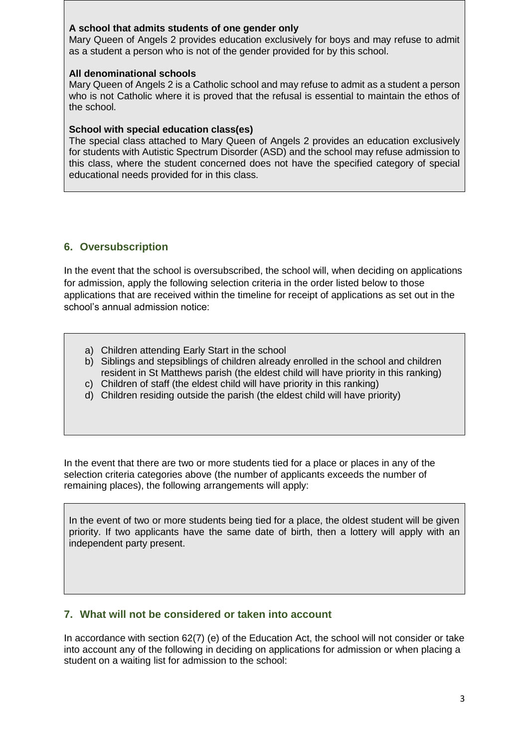**A school that admits students of one gender only**
Mary Queen of Angels 2 provides education exclusively for boys and may refuse to admit as a student a person who is not of the gender provided for by this school.

**All denominational schools**
Mary Queen of Angels 2 is a Catholic school and may refuse to admit as a student a person who is not Catholic where it is proved that the refusal is essential to maintain the ethos of the school.

**School with special education class(es)**
The special class attached to Mary Queen of Angels 2 provides an education exclusively for students with Autistic Spectrum Disorder (ASD) and the school may refuse admission to this class, where the student concerned does not have the specified category of special educational needs provided for in this class.

## 6. Oversubscription

In the event that the school is oversubscribed, the school will, when deciding on applications for admission, apply the following selection criteria in the order listed below to those applications that are received within the timeline for receipt of applications as set out in the school's annual admission notice:

a) Children attending Early Start in the school
b) Siblings and stepsiblings of children already enrolled in the school and children resident in St Matthews parish (the eldest child will have priority in this ranking)
c) Children of staff (the eldest child will have priority in this ranking)
d) Children residing outside the parish (the eldest child will have priority)

In the event that there are two or more students tied for a place or places in any of the selection criteria categories above (the number of applicants exceeds the number of remaining places), the following arrangements will apply:

In the event of two or more students being tied for a place, the oldest student will be given priority. If two applicants have the same date of birth, then a lottery will apply with an independent party present.

## 7. What will not be considered or taken into account

In accordance with section 62(7) (e) of the Education Act, the school will not consider or take into account any of the following in deciding on applications for admission or when placing a student on a waiting list for admission to the school: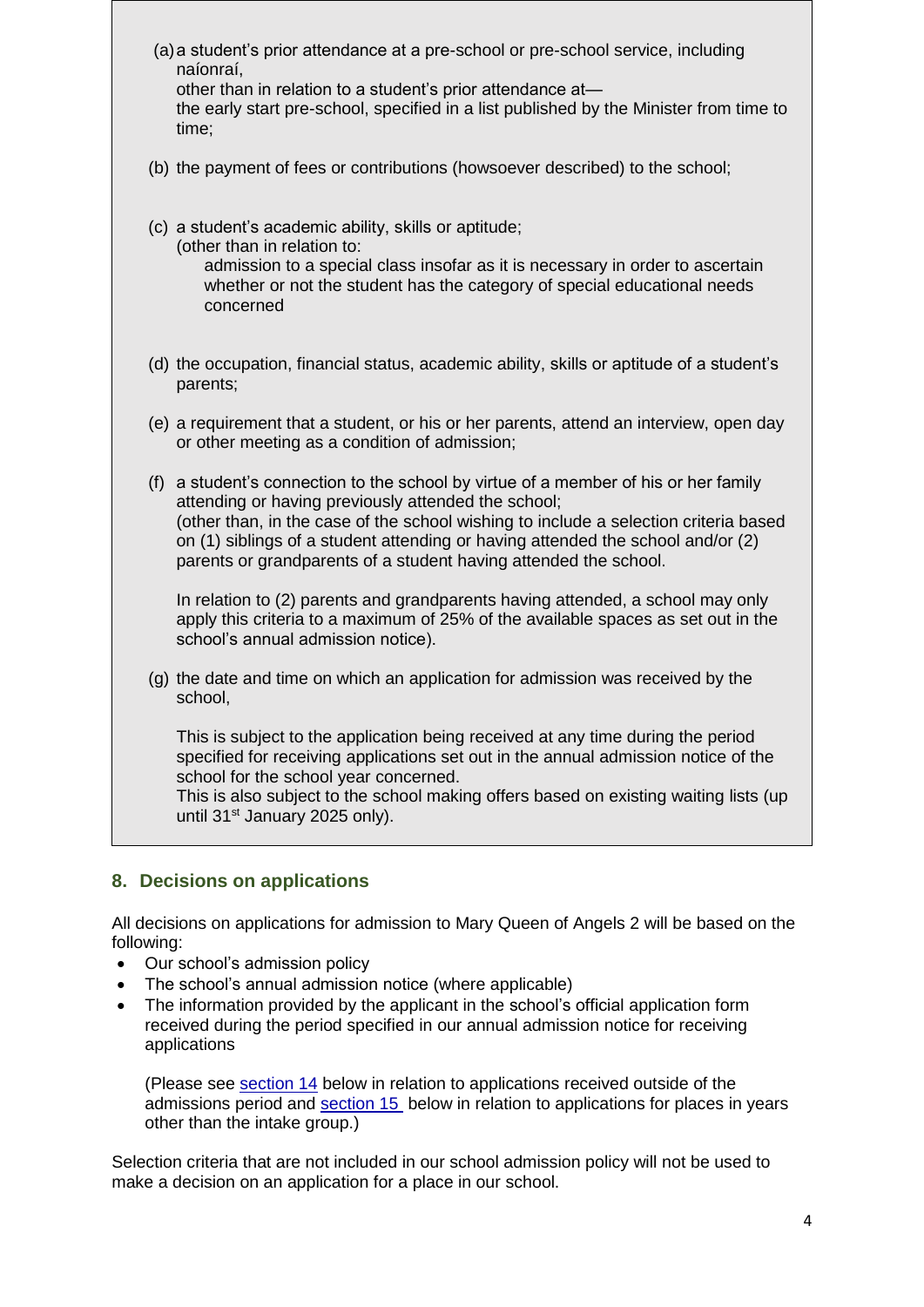(a) a student's prior attendance at a pre-school or pre-school service, including naíonraí,
other than in relation to a student's prior attendance at—
the early start pre-school, specified in a list published by the Minister from time to time;

(b) the payment of fees or contributions (howsoever described) to the school;

(c) a student's academic ability, skills or aptitude;
(other than in relation to:
admission to a special class insofar as it is necessary in order to ascertain whether or not the student has the category of special educational needs concerned

(d) the occupation, financial status, academic ability, skills or aptitude of a student's parents;

(e) a requirement that a student, or his or her parents, attend an interview, open day or other meeting as a condition of admission;

(f) a student's connection to the school by virtue of a member of his or her family attending or having previously attended the school;
(other than, in the case of the school wishing to include a selection criteria based on (1) siblings of a student attending or having attended the school and/or (2) parents or grandparents of a student having attended the school.

In relation to (2) parents and grandparents having attended, a school may only apply this criteria to a maximum of 25% of the available spaces as set out in the school's annual admission notice).

(g) the date and time on which an application for admission was received by the school,

This is subject to the application being received at any time during the period specified for receiving applications set out in the annual admission notice of the school for the school year concerned.
This is also subject to the school making offers based on existing waiting lists (up until 31st January 2025 only).

## 8. Decisions on applications

All decisions on applications for admission to Mary Queen of Angels 2 will be based on the following:

- Our school's admission policy
- The school's annual admission notice (where applicable)
- The information provided by the applicant in the school's official application form received during the period specified in our annual admission notice for receiving applications

(Please see section 14 below in relation to applications received outside of the admissions period and section 15 below in relation to applications for places in years other than the intake group.)

Selection criteria that are not included in our school admission policy will not be used to make a decision on an application for a place in our school.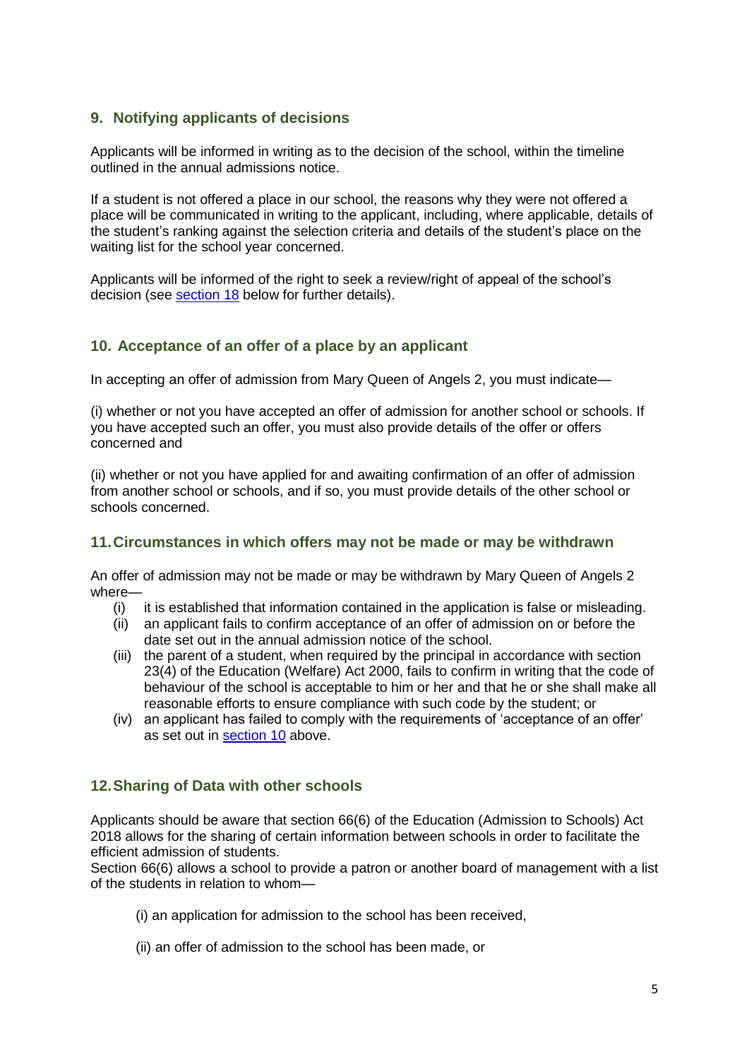## 9. Notifying applicants of decisions

Applicants will be informed in writing as to the decision of the school, within the timeline outlined in the annual admissions notice.

If a student is not offered a place in our school, the reasons why they were not offered a place will be communicated in writing to the applicant, including, where applicable, details of the student's ranking against the selection criteria and details of the student's place on the waiting list for the school year concerned.

Applicants will be informed of the right to seek a review/right of appeal of the school's decision (see section 18 below for further details).

## 10. Acceptance of an offer of a place by an applicant

In accepting an offer of admission from Mary Queen of Angels 2, you must indicate—

(i) whether or not you have accepted an offer of admission for another school or schools. If you have accepted such an offer, you must also provide details of the offer or offers concerned and

(ii) whether or not you have applied for and awaiting confirmation of an offer of admission from another school or schools, and if so, you must provide details of the other school or schools concerned.

## 11. Circumstances in which offers may not be made or may be withdrawn

An offer of admission may not be made or may be withdrawn by Mary Queen of Angels 2 where—

(i) it is established that information contained in the application is false or misleading.

(ii) an applicant fails to confirm acceptance of an offer of admission on or before the date set out in the annual admission notice of the school.

(iii) the parent of a student, when required by the principal in accordance with section 23(4) of the Education (Welfare) Act 2000, fails to confirm in writing that the code of behaviour of the school is acceptable to him or her and that he or she shall make all reasonable efforts to ensure compliance with such code by the student; or

(iv) an applicant has failed to comply with the requirements of 'acceptance of an offer' as set out in section 10 above.

## 12. Sharing of Data with other schools

Applicants should be aware that section 66(6) of the Education (Admission to Schools) Act 2018 allows for the sharing of certain information between schools in order to facilitate the efficient admission of students.

Section 66(6) allows a school to provide a patron or another board of management with a list of the students in relation to whom—

(i) an application for admission to the school has been received,

(ii) an offer of admission to the school has been made, or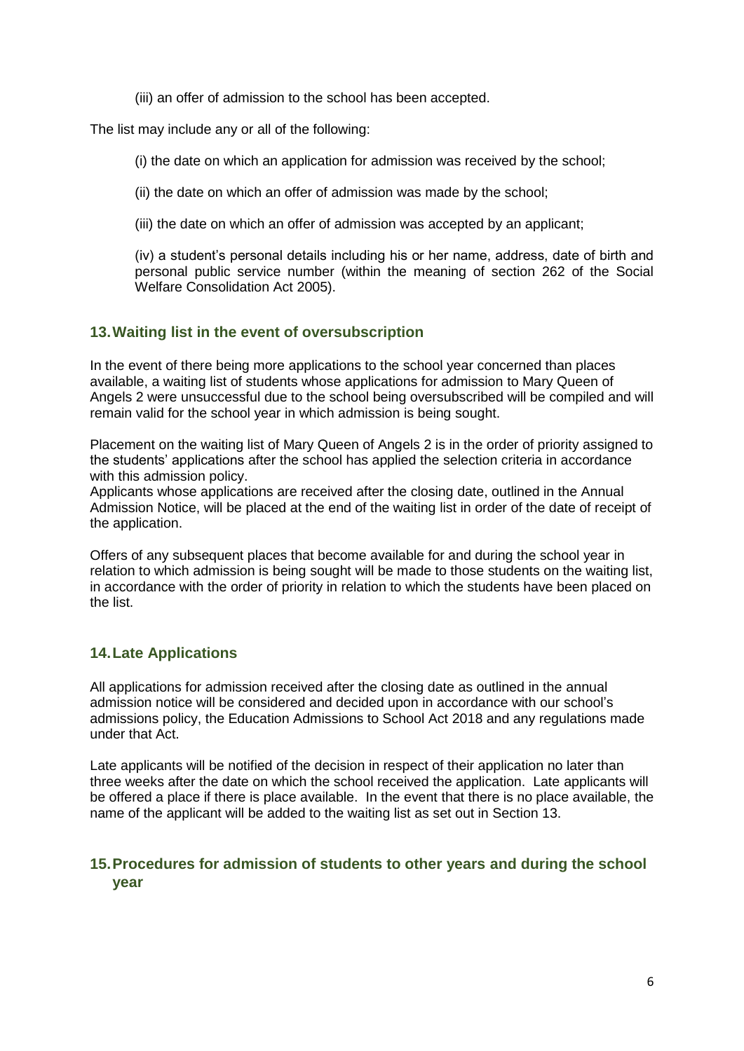(iii) an offer of admission to the school has been accepted.

The list may include any or all of the following:

(i) the date on which an application for admission was received by the school;

(ii) the date on which an offer of admission was made by the school;

(iii) the date on which an offer of admission was accepted by an applicant;

(iv) a student's personal details including his or her name, address, date of birth and personal public service number (within the meaning of section 262 of the Social Welfare Consolidation Act 2005).

## 13. Waiting list in the event of oversubscription

In the event of there being more applications to the school year concerned than places available, a waiting list of students whose applications for admission to Mary Queen of Angels 2 were unsuccessful due to the school being oversubscribed will be compiled and will remain valid for the school year in which admission is being sought.

Placement on the waiting list of Mary Queen of Angels 2 is in the order of priority assigned to the students' applications after the school has applied the selection criteria in accordance with this admission policy.
Applicants whose applications are received after the closing date, outlined in the Annual Admission Notice, will be placed at the end of the waiting list in order of the date of receipt of the application.

Offers of any subsequent places that become available for and during the school year in relation to which admission is being sought will be made to those students on the waiting list, in accordance with the order of priority in relation to which the students have been placed on the list.

## 14. Late Applications

All applications for admission received after the closing date as outlined in the annual admission notice will be considered and decided upon in accordance with our school's admissions policy, the Education Admissions to School Act 2018 and any regulations made under that Act.

Late applicants will be notified of the decision in respect of their application no later than three weeks after the date on which the school received the application. Late applicants will be offered a place if there is place available. In the event that there is no place available, the name of the applicant will be added to the waiting list as set out in Section 13.

## 15. Procedures for admission of students to other years and during the school year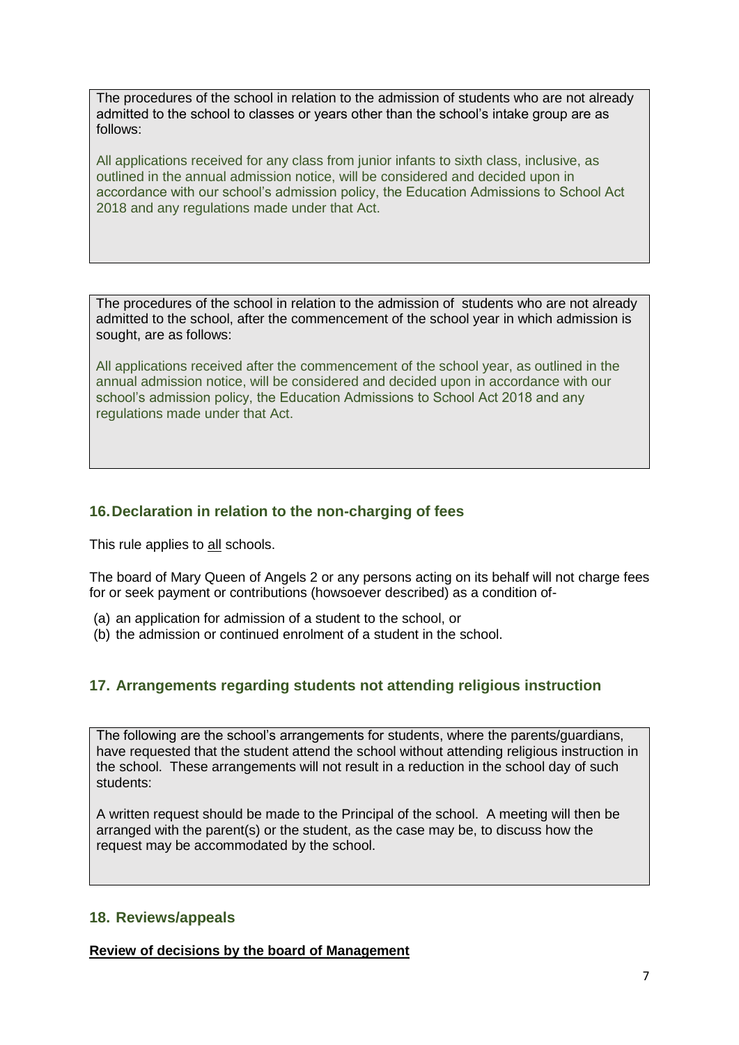The procedures of the school in relation to the admission of students who are not already admitted to the school to classes or years other than the school's intake group are as follows:

All applications received for any class from junior infants to sixth class, inclusive, as outlined in the annual admission notice, will be considered and decided upon in accordance with our school's admission policy, the Education Admissions to School Act 2018 and any regulations made under that Act.

The procedures of the school in relation to the admission of students who are not already admitted to the school, after the commencement of the school year in which admission is sought, are as follows:

All applications received after the commencement of the school year, as outlined in the annual admission notice, will be considered and decided upon in accordance with our school's admission policy, the Education Admissions to School Act 2018 and any regulations made under that Act.

## 16. Declaration in relation to the non-charging of fees

This rule applies to all schools.

The board of Mary Queen of Angels 2 or any persons acting on its behalf will not charge fees for or seek payment or contributions (howsoever described) as a condition of-

(a) an application for admission of a student to the school, or
(b) the admission or continued enrolment of a student in the school.

## 17. Arrangements regarding students not attending religious instruction

The following are the school's arrangements for students, where the parents/guardians, have requested that the student attend the school without attending religious instruction in the school. These arrangements will not result in a reduction in the school day of such students:

A written request should be made to the Principal of the school. A meeting will then be arranged with the parent(s) or the student, as the case may be, to discuss how the request may be accommodated by the school.

## 18. Reviews/appeals

**Review of decisions by the board of Management**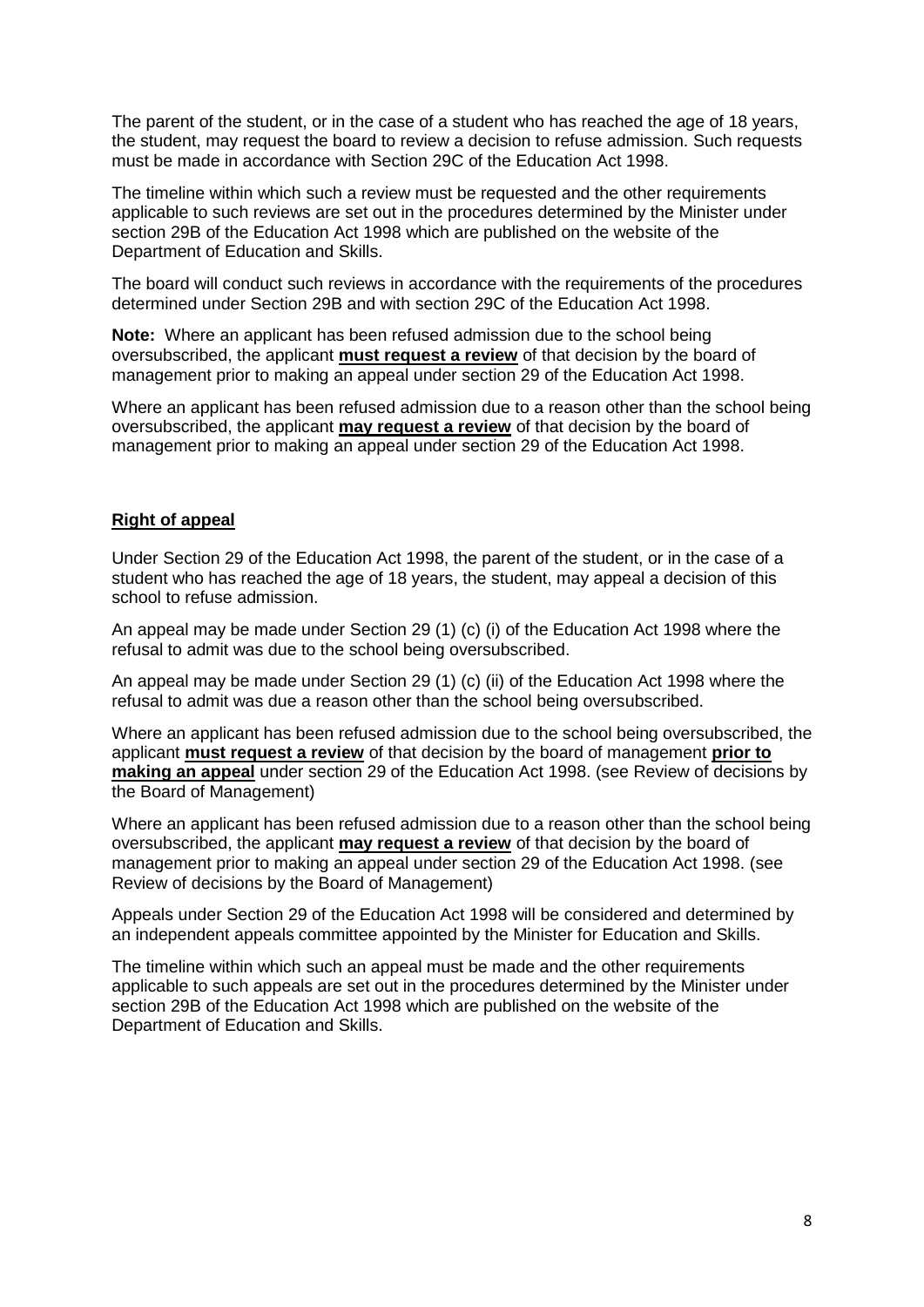The parent of the student, or in the case of a student who has reached the age of 18 years, the student, may request the board to review a decision to refuse admission. Such requests must be made in accordance with Section 29C of the Education Act 1998.

The timeline within which such a review must be requested and the other requirements applicable to such reviews are set out in the procedures determined by the Minister under section 29B of the Education Act 1998 which are published on the website of the Department of Education and Skills.

The board will conduct such reviews in accordance with the requirements of the procedures determined under Section 29B and with section 29C of the Education Act 1998.

**Note:** Where an applicant has been refused admission due to the school being oversubscribed, the applicant **must request a review** of that decision by the board of management prior to making an appeal under section 29 of the Education Act 1998.

Where an applicant has been refused admission due to a reason other than the school being oversubscribed, the applicant **may request a review** of that decision by the board of management prior to making an appeal under section 29 of the Education Act 1998.

## Right of appeal

Under Section 29 of the Education Act 1998, the parent of the student, or in the case of a student who has reached the age of 18 years, the student, may appeal a decision of this school to refuse admission.

An appeal may be made under Section 29 (1) (c) (i) of the Education Act 1998 where the refusal to admit was due to the school being oversubscribed.

An appeal may be made under Section 29 (1) (c) (ii) of the Education Act 1998 where the refusal to admit was due a reason other than the school being oversubscribed.

Where an applicant has been refused admission due to the school being oversubscribed, the applicant **must request a review** of that decision by the board of management **prior to making an appeal** under section 29 of the Education Act 1998. (see Review of decisions by the Board of Management)

Where an applicant has been refused admission due to a reason other than the school being oversubscribed, the applicant **may request a review** of that decision by the board of management prior to making an appeal under section 29 of the Education Act 1998. (see Review of decisions by the Board of Management)

Appeals under Section 29 of the Education Act 1998 will be considered and determined by an independent appeals committee appointed by the Minister for Education and Skills.

The timeline within which such an appeal must be made and the other requirements applicable to such appeals are set out in the procedures determined by the Minister under section 29B of the Education Act 1998 which are published on the website of the Department of Education and Skills.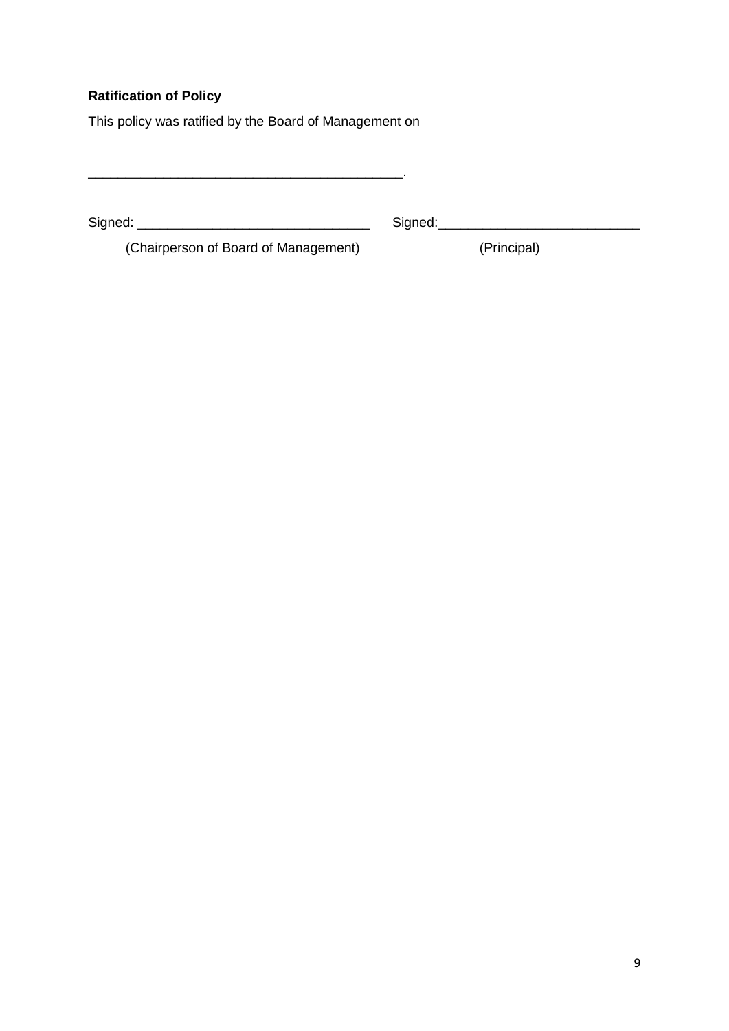**Ratification of Policy**

This policy was ratified by the Board of Management on

__________________________________________.

Signed: _______________________________ Signed:___________________________

(Chairperson of Board of Management) (Principal)